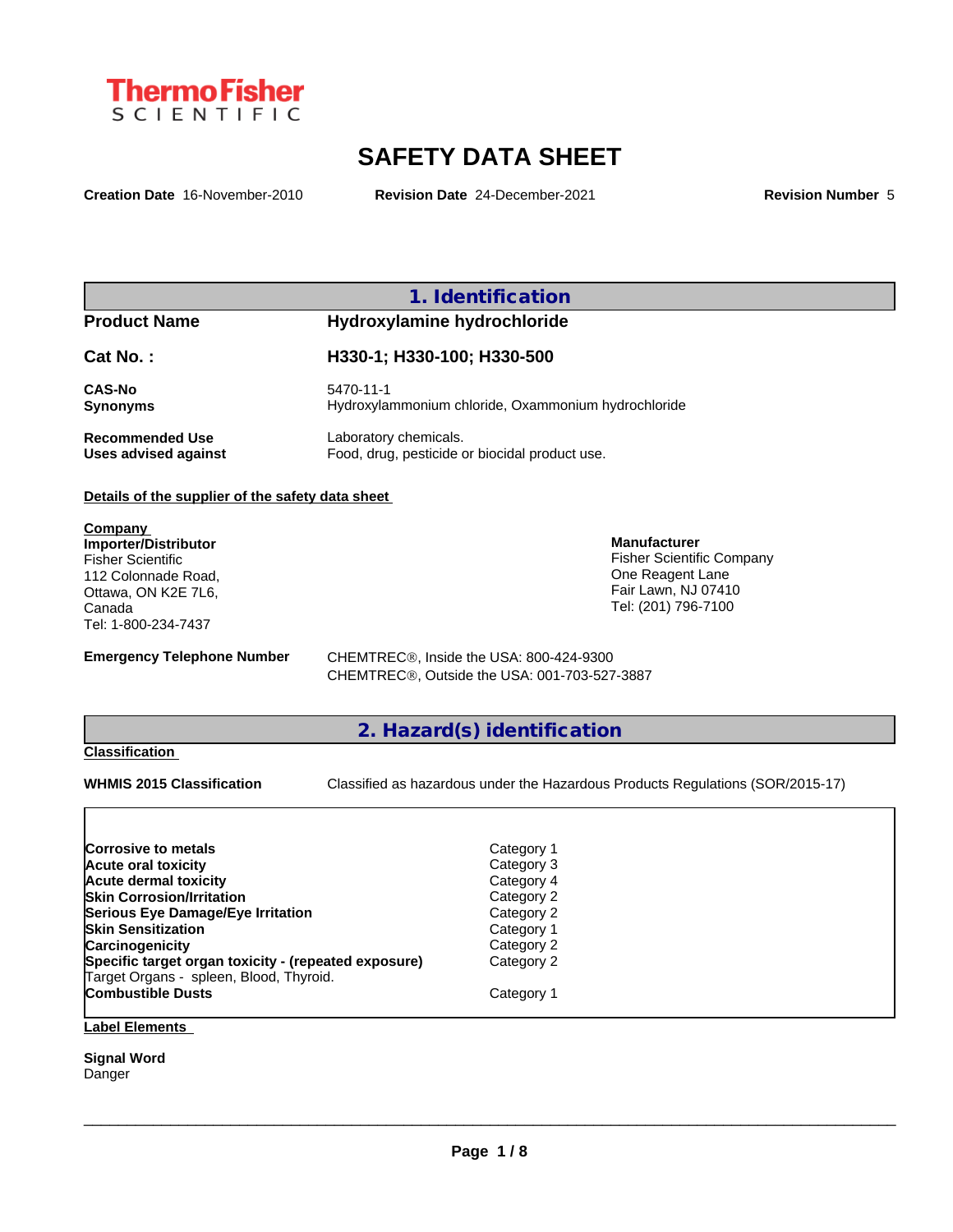**Thermo Fisher SCIENTIFIC**

# SAFETY DATA SHEET

**Creation Date** 16-November-2010 **Revision Date** 24-December-2021 **Revision Number** 5

## 1. Identification

| | |
|---|---|
| **Product Name** | **Hydroxylamine hydrochloride** |
| **Cat No. :** | **H330-1; H330-100; H330-500** |
| **CAS-No** | 5470-11-1 |
| **Synonyms** | Hydroxylammonium chloride, Oxammonium hydrochloride |
| **Recommended Use** | Laboratory chemicals. |
| **Uses advised against** | Food, drug, pesticide or biocidal product use. |

**Details of the supplier of the safety data sheet**

**Company**

**Importer/Distributor**
Fisher Scientific
112 Colonnade Road,
Ottawa, ON K2E 7L6,
Canada
Tel: 1-800-234-7437

**Manufacturer**
Fisher Scientific Company
One Reagent Lane
Fair Lawn, NJ 07410
Tel: (201) 796-7100

**Emergency Telephone Number**
CHEMTREC®, Inside the USA: 800-424-9300
CHEMTREC®, Outside the USA: 001-703-527-3887

## 2. Hazard(s) identification

**Classification**

**WHMIS 2015 Classification** Classified as hazardous under the Hazardous Products Regulations (SOR/2015-17)

| | |
|---|---|
| **Corrosive to metals** | Category 1 |
| **Acute oral toxicity** | Category 3 |
| **Acute dermal toxicity** | Category 4 |
| **Skin Corrosion/Irritation** | Category 2 |
| **Serious Eye Damage/Eye Irritation** | Category 2 |
| **Skin Sensitization** | Category 1 |
| **Carcinogenicity** | Category 2 |
| **Specific target organ toxicity - (repeated exposure)** | Category 2 |
| Target Organs - spleen, Blood, Thyroid. | |
| **Combustible Dusts** | Category 1 |

**Label Elements**

**Signal Word**
Danger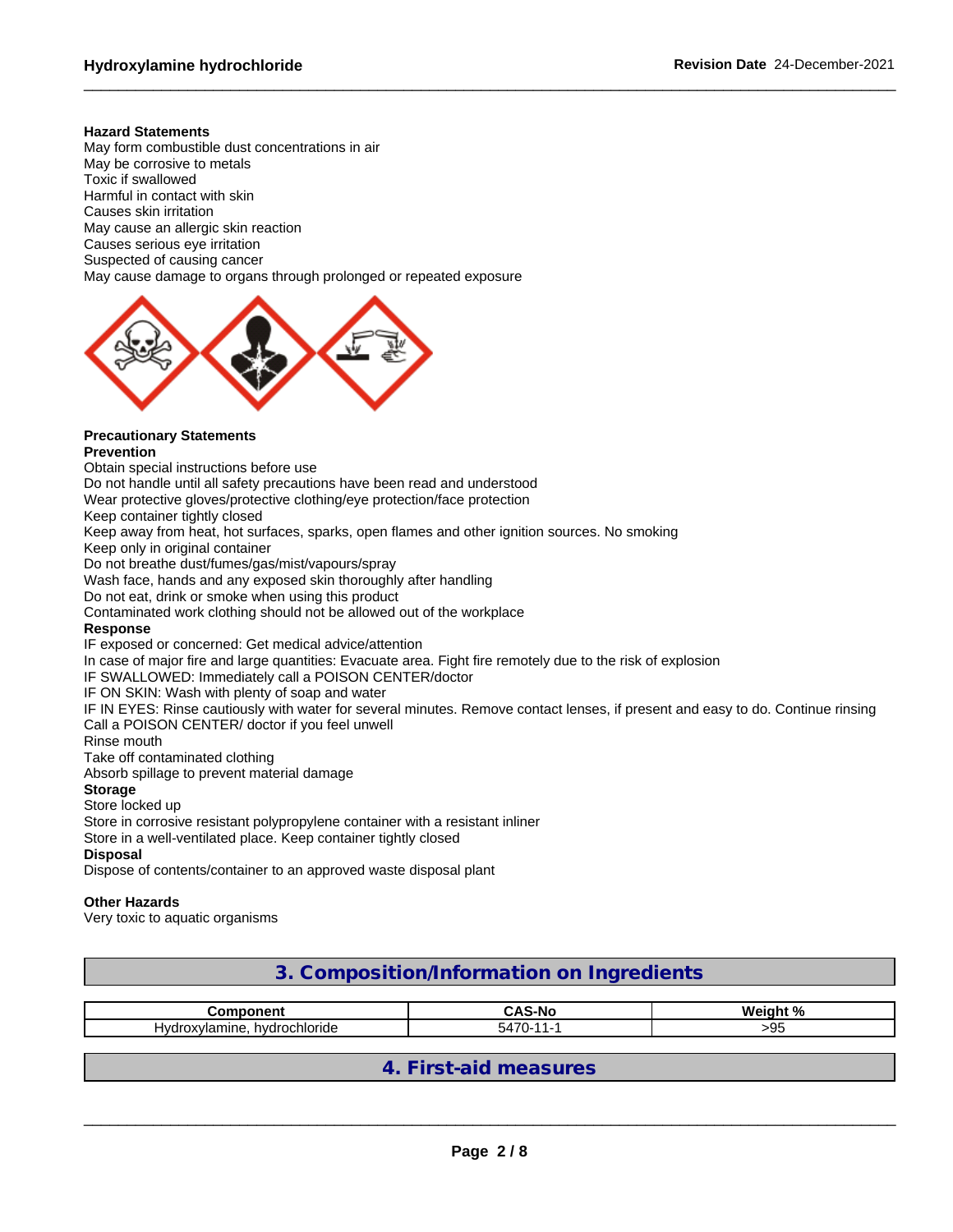**Hazard Statements**

May form combustible dust concentrations in air
May be corrosive to metals
Toxic if swallowed
Harmful in contact with skin
Causes skin irritation
May cause an allergic skin reaction
Causes serious eye irritation
Suspected of causing cancer
May cause damage to organs through prolonged or repeated exposure

**Precautionary Statements**

**Prevention**

Obtain special instructions before use
Do not handle until all safety precautions have been read and understood
Wear protective gloves/protective clothing/eye protection/face protection
Keep container tightly closed
Keep away from heat, hot surfaces, sparks, open flames and other ignition sources. No smoking
Keep only in original container
Do not breathe dust/fumes/gas/mist/vapours/spray
Wash face, hands and any exposed skin thoroughly after handling
Do not eat, drink or smoke when using this product
Contaminated work clothing should not be allowed out of the workplace

**Response**

IF exposed or concerned: Get medical advice/attention
In case of major fire and large quantities: Evacuate area. Fight fire remotely due to the risk of explosion
IF SWALLOWED: Immediately call a POISON CENTER/doctor
IF ON SKIN: Wash with plenty of soap and water
IF IN EYES: Rinse cautiously with water for several minutes. Remove contact lenses, if present and easy to do. Continue rinsing
Call a POISON CENTER/ doctor if you feel unwell
Rinse mouth
Take off contaminated clothing
Absorb spillage to prevent material damage

**Storage**

Store locked up
Store in corrosive resistant polypropylene container with a resistant inliner
Store in a well-ventilated place. Keep container tightly closed

**Disposal**

Dispose of contents/container to an approved waste disposal plant

**Other Hazards**

Very toxic to aquatic organisms

## 3. Composition/Information on Ingredients

| Component | CAS-No | Weight % |
|---|---|---|
| Hydroxylamine, hydrochloride | 5470-11-1 | >95 |

## 4. First-aid measures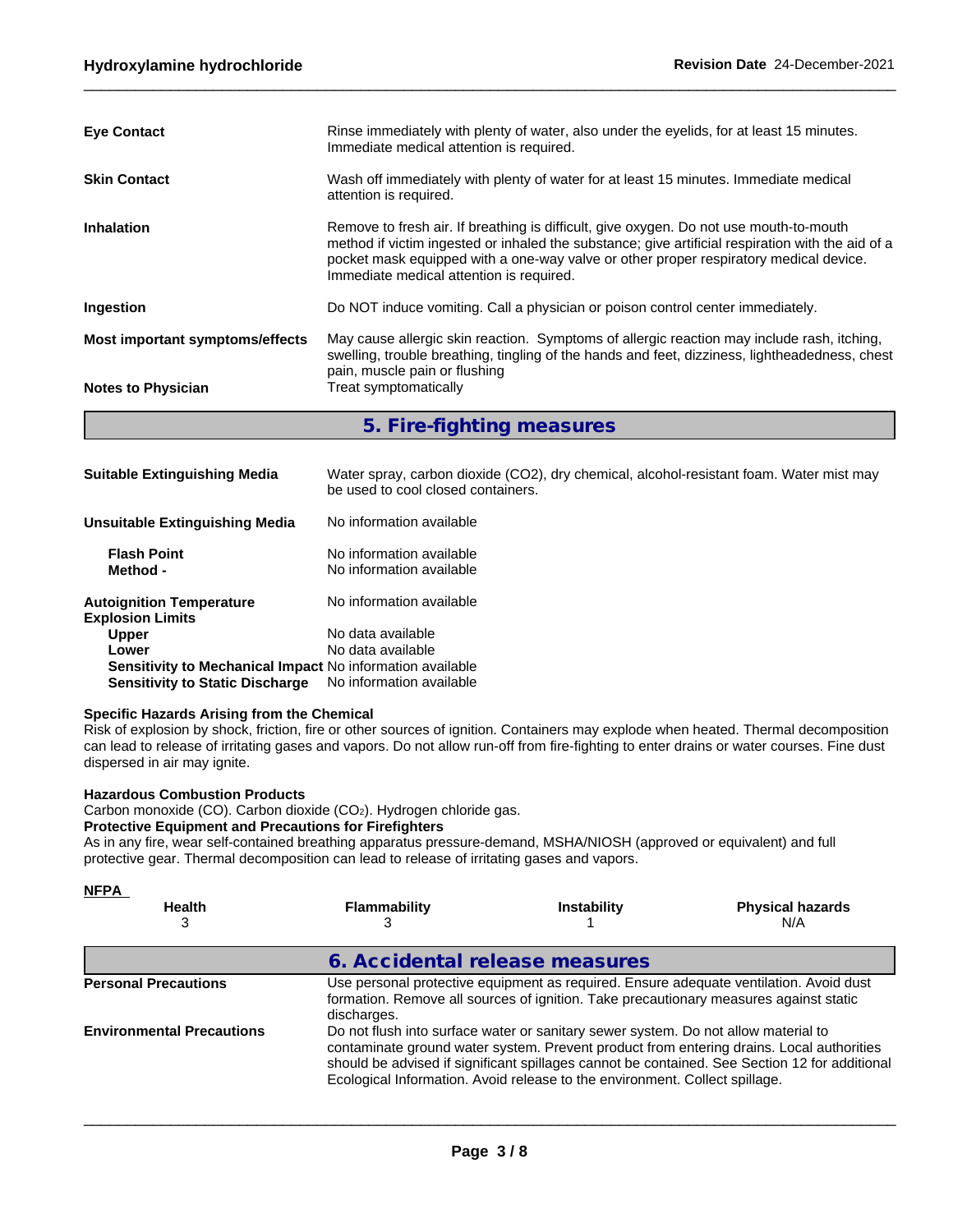**Eye Contact** Rinse immediately with plenty of water, also under the eyelids, for at least 15 minutes. Immediate medical attention is required.

**Skin Contact** Wash off immediately with plenty of water for at least 15 minutes. Immediate medical attention is required.

**Inhalation** Remove to fresh air. If breathing is difficult, give oxygen. Do not use mouth-to-mouth method if victim ingested or inhaled the substance; give artificial respiration with the aid of a pocket mask equipped with a one-way valve or other proper respiratory medical device. Immediate medical attention is required.

**Ingestion** Do NOT induce vomiting. Call a physician or poison control center immediately.

**Most important symptoms/effects** May cause allergic skin reaction. Symptoms of allergic reaction may include rash, itching, swelling, trouble breathing, tingling of the hands and feet, dizziness, lightheadedness, chest pain, muscle pain or flushing

**Notes to Physician** Treat symptomatically

## 5. Fire-fighting measures

**Suitable Extinguishing Media** Water spray, carbon dioxide (CO2), dry chemical, alcohol-resistant foam. Water mist may be used to cool closed containers.

**Unsuitable Extinguishing Media** No information available

**Flash Point** No information available
**Method -** No information available

**Autoignition Temperature** No information available
**Explosion Limits**
**Upper** No data available
**Lower** No data available
**Sensitivity to Mechanical Impact** No information available
**Sensitivity to Static Discharge** No information available

**Specific Hazards Arising from the Chemical**
Risk of explosion by shock, friction, fire or other sources of ignition. Containers may explode when heated. Thermal decomposition can lead to release of irritating gases and vapors. Do not allow run-off from fire-fighting to enter drains or water courses. Fine dust dispersed in air may ignite.

**Hazardous Combustion Products**
Carbon monoxide (CO). Carbon dioxide ($CO_2$). Hydrogen chloride gas.
**Protective Equipment and Precautions for Firefighters**
As in any fire, wear self-contained breathing apparatus pressure-demand, MSHA/NIOSH (approved or equivalent) and full protective gear. Thermal decomposition can lead to release of irritating gases and vapors.

**NFPA**

| Health | Flammability | Instability | Physical hazards |
|---|---|---|---|
| 3 | 3 | 1 | N/A |

## 6. Accidental release measures

**Personal Precautions** Use personal protective equipment as required. Ensure adequate ventilation. Avoid dust formation. Remove all sources of ignition. Take precautionary measures against static discharges.

**Environmental Precautions** Do not flush into surface water or sanitary sewer system. Do not allow material to contaminate ground water system. Prevent product from entering drains. Local authorities should be advised if significant spillages cannot be contained. See Section 12 for additional Ecological Information. Avoid release to the environment. Collect spillage.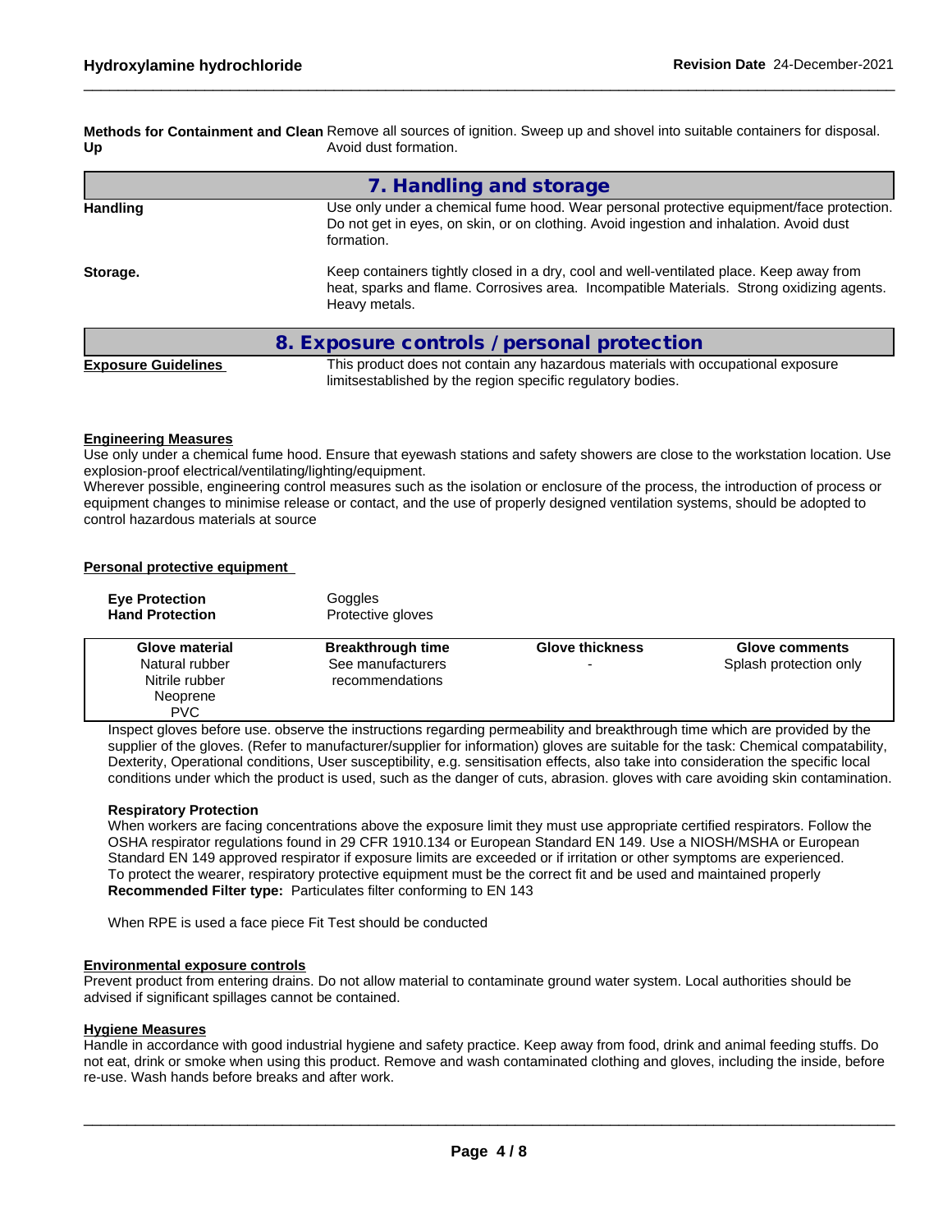**Methods for Containment and Clean Up** Remove all sources of ignition. Sweep up and shovel into suitable containers for disposal. Avoid dust formation.

## 7. Handling and storage

**Handling** Use only under a chemical fume hood. Wear personal protective equipment/face protection. Do not get in eyes, on skin, or on clothing. Avoid ingestion and inhalation. Avoid dust formation.

**Storage.** Keep containers tightly closed in a dry, cool and well-ventilated place. Keep away from heat, sparks and flame. Corrosives area. Incompatible Materials. Strong oxidizing agents. Heavy metals.

## 8. Exposure controls / personal protection

**Exposure Guidelines** This product does not contain any hazardous materials with occupational exposure limitsestablished by the region specific regulatory bodies.

**Engineering Measures**

Use only under a chemical fume hood. Ensure that eyewash stations and safety showers are close to the workstation location. Use explosion-proof electrical/ventilating/lighting/equipment.

Wherever possible, engineering control measures such as the isolation or enclosure of the process, the introduction of process or equipment changes to minimise release or contact, and the use of properly designed ventilation systems, should be adopted to control hazardous materials at source

**Personal protective equipment**

**Eye Protection** Goggles

**Hand Protection** Protective gloves

| Glove material | Breakthrough time | Glove thickness | Glove comments |
|---|---|---|---|
| Natural rubber<br>Nitrile rubber<br>Neoprene<br>PVC | See manufacturers recommendations | - | Splash protection only |

Inspect gloves before use. observe the instructions regarding permeability and breakthrough time which are provided by the supplier of the gloves. (Refer to manufacturer/supplier for information) gloves are suitable for the task: Chemical compatability, Dexterity, Operational conditions, User susceptibility, e.g. sensitisation effects, also take into consideration the specific local conditions under which the product is used, such as the danger of cuts, abrasion. gloves with care avoiding skin contamination.

**Respiratory Protection**

When workers are facing concentrations above the exposure limit they must use appropriate certified respirators. Follow the OSHA respirator regulations found in 29 CFR 1910.134 or European Standard EN 149. Use a NIOSH/MSHA or European Standard EN 149 approved respirator if exposure limits are exceeded or if irritation or other symptoms are experienced.

To protect the wearer, respiratory protective equipment must be the correct fit and be used and maintained properly

**Recommended Filter type:** Particulates filter conforming to EN 143

When RPE is used a face piece Fit Test should be conducted

**Environmental exposure controls**

Prevent product from entering drains. Do not allow material to contaminate ground water system. Local authorities should be advised if significant spillages cannot be contained.

**Hygiene Measures**

Handle in accordance with good industrial hygiene and safety practice. Keep away from food, drink and animal feeding stuffs. Do not eat, drink or smoke when using this product. Remove and wash contaminated clothing and gloves, including the inside, before re-use. Wash hands before breaks and after work.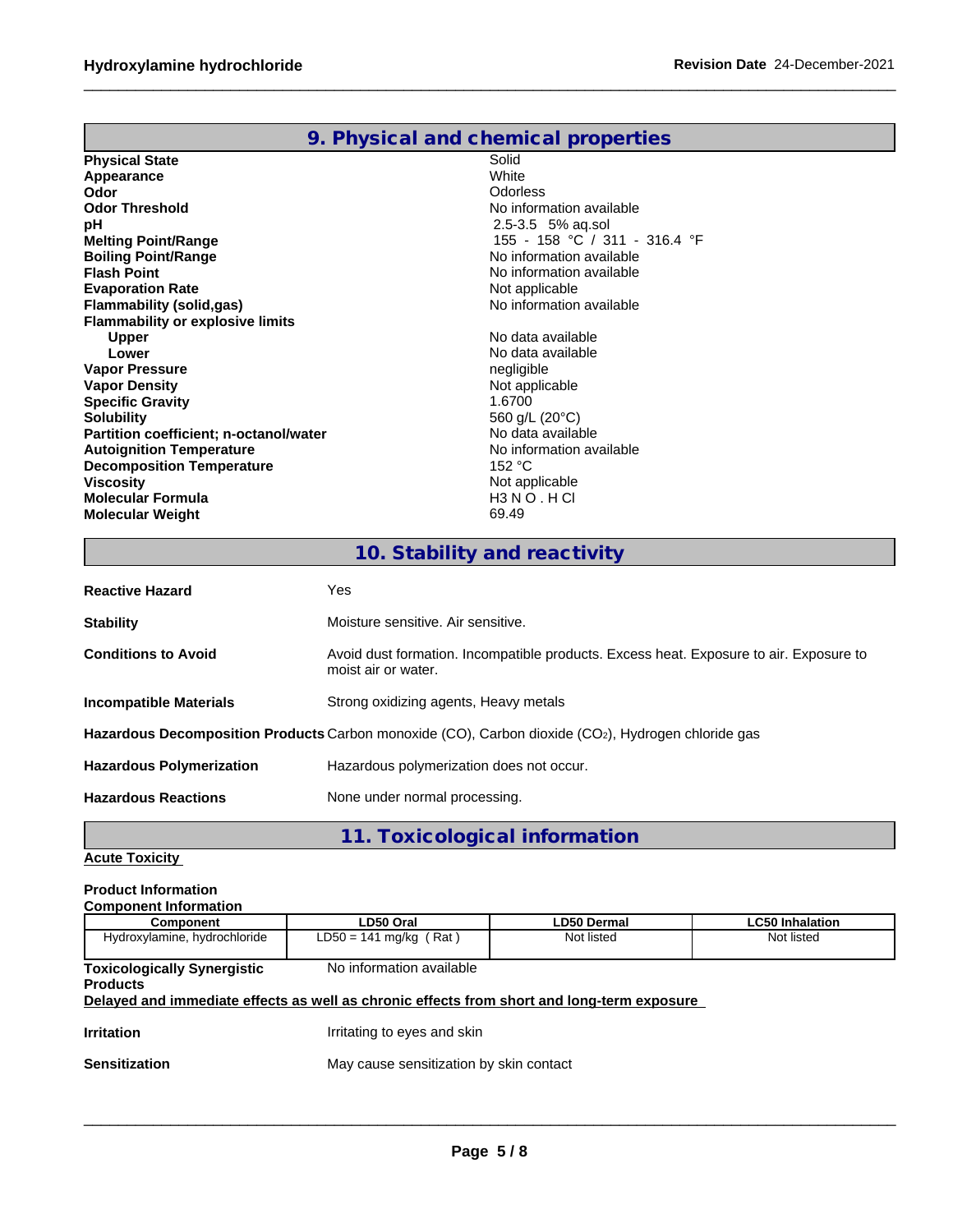## 9. Physical and chemical properties

| | |
|---|---|
| **Physical State** | Solid |
| **Appearance** | White |
| **Odor** | Odorless |
| **Odor Threshold** | No information available |
| **pH** | 2.5-3.5 5% aq.sol |
| **Melting Point/Range** | 155 - 158 °C / 311 - 316.4 °F |
| **Boiling Point/Range** | No information available |
| **Flash Point** | No information available |
| **Evaporation Rate** | Not applicable |
| **Flammability (solid,gas)** | No information available |
| **Flammability or explosive limits** | |
| **Upper** | No data available |
| **Lower** | No data available |
| **Vapor Pressure** | negligible |
| **Vapor Density** | Not applicable |
| **Specific Gravity** | 1.6700 |
| **Solubility** | 560 g/L (20°C) |
| **Partition coefficient; n-octanol/water** | No data available |
| **Autoignition Temperature** | No information available |
| **Decomposition Temperature** | 152 °C |
| **Viscosity** | Not applicable |
| **Molecular Formula** | H3 N O . H Cl |
| **Molecular Weight** | 69.49 |

## 10. Stability and reactivity

| | |
|---|---|
| **Reactive Hazard** | Yes |
| **Stability** | Moisture sensitive. Air sensitive. |
| **Conditions to Avoid** | Avoid dust formation. Incompatible products. Excess heat. Exposure to air. Exposure to moist air or water. |
| **Incompatible Materials** | Strong oxidizing agents, Heavy metals |
| **Hazardous Decomposition Products** | Carbon monoxide (CO), Carbon dioxide ($CO_2$), Hydrogen chloride gas |
| **Hazardous Polymerization** | Hazardous polymerization does not occur. |
| **Hazardous Reactions** | None under normal processing. |

## 11. Toxicological information

**Acute Toxicity**

**Product Information**

**Component Information**

| Component | LD50 Oral | LD50 Dermal | LC50 Inhalation |
|---|---|---|---|
| Hydroxylamine, hydrochloride | LD50 = 141 mg/kg ( Rat ) | Not listed | Not listed |

**Toxicologically Synergistic Products** No information available

**Delayed and immediate effects as well as chronic effects from short and long-term exposure**

| | |
|---|---|
| **Irritation** | Irritating to eyes and skin |
| **Sensitization** | May cause sensitization by skin contact |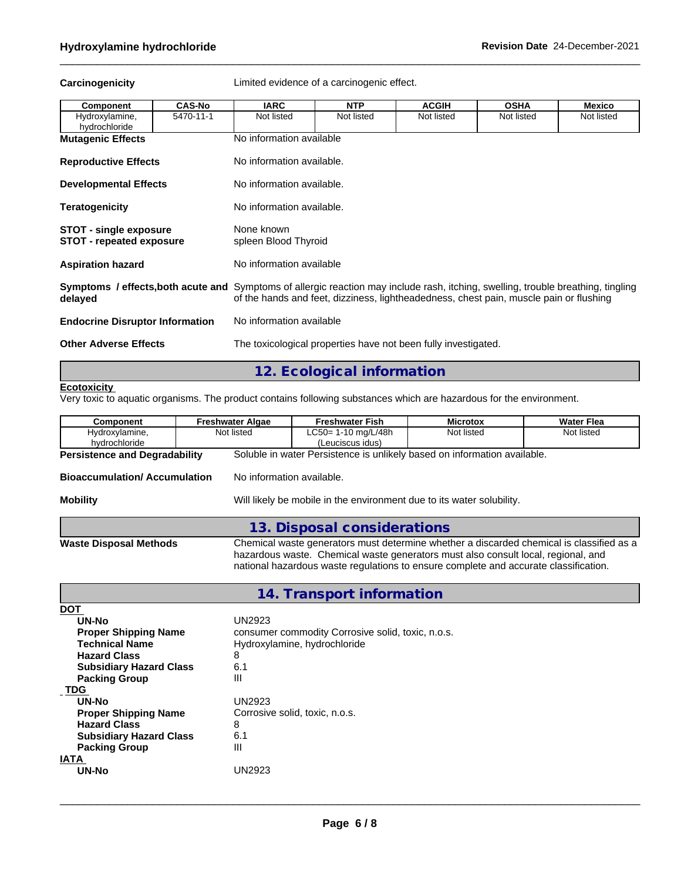**Carcinogenicity** Limited evidence of a carcinogenic effect.

| Component | CAS-No | IARC | NTP | ACGIH | OSHA | Mexico |
|---|---|---|---|---|---|---|
| Hydroxylamine, hydrochloride | 5470-11-1 | Not listed | Not listed | Not listed | Not listed | Not listed |

**Mutagenic Effects** No information available

**Reproductive Effects** No information available.

**Developmental Effects** No information available.

**Teratogenicity** No information available.

**STOT - single exposure** None known
**STOT - repeated exposure** spleen Blood Thyroid

**Aspiration hazard** No information available

**Symptoms / effects,both acute and delayed** Symptoms of allergic reaction may include rash, itching, swelling, trouble breathing, tingling of the hands and feet, dizziness, lightheadedness, chest pain, muscle pain or flushing

**Endocrine Disruptor Information** No information available

**Other Adverse Effects** The toxicological properties have not been fully investigated.

## 12. Ecological information

**Ecotoxicity**
Very toxic to aquatic organisms. The product contains following substances which are hazardous for the environment.

| Component | Freshwater Algae | Freshwater Fish | Microtox | Water Flea |
|---|---|---|---|---|
| Hydroxylamine, hydrochloride | Not listed | LC50= 1-10 mg/L/48h (Leuciscus idus) | Not listed | Not listed |

**Persistence and Degradability** Soluble in water Persistence is unlikely based on information available.

**Bioaccumulation/ Accumulation** No information available.

**Mobility** Will likely be mobile in the environment due to its water solubility.

## 13. Disposal considerations

**Waste Disposal Methods** Chemical waste generators must determine whether a discarded chemical is classified as a hazardous waste. Chemical waste generators must also consult local, regional, and national hazardous waste regulations to ensure complete and accurate classification.

## 14. Transport information

**DOT**

| | |
|---|---|
| **UN-No** | UN2923 |
| **Proper Shipping Name** | consumer commodity Corrosive solid, toxic, n.o.s. |
| **Technical Name** | Hydroxylamine, hydrochloride |
| **Hazard Class** | 8 |
| **Subsidiary Hazard Class** | 6.1 |
| **Packing Group** | III |

**TDG**

| | |
|---|---|
| **UN-No** | UN2923 |
| **Proper Shipping Name** | Corrosive solid, toxic, n.o.s. |
| **Hazard Class** | 8 |
| **Subsidiary Hazard Class** | 6.1 |
| **Packing Group** | III |

**IATA**

| | |
|---|---|
| **UN-No** | UN2923 |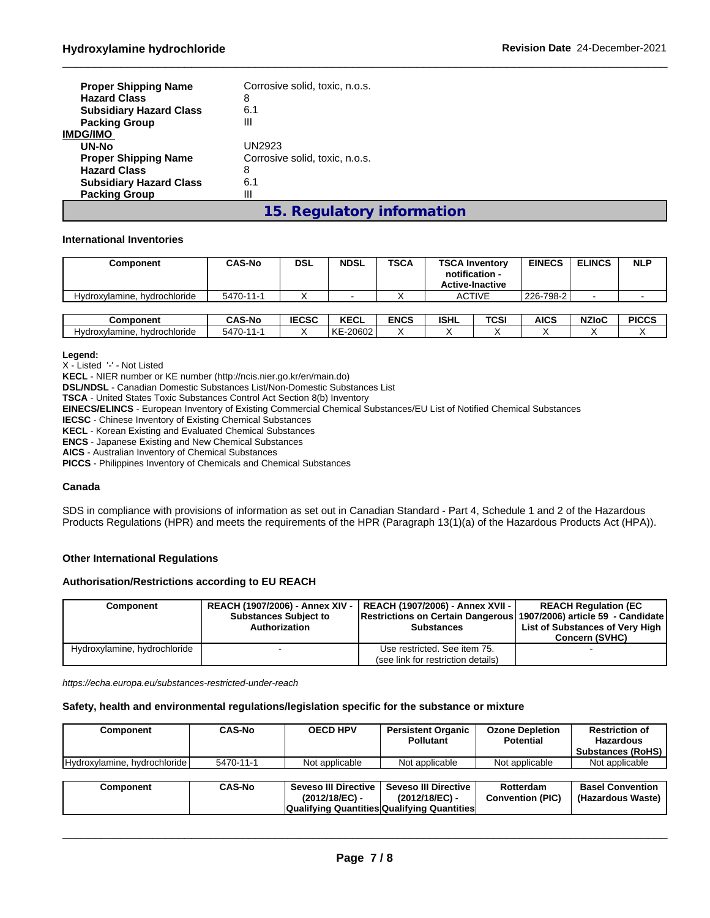| | |
|---|---|
| **Proper Shipping Name** | Corrosive solid, toxic, n.o.s. |
| **Hazard Class** | 8 |
| **Subsidiary Hazard Class** | 6.1 |
| **Packing Group** | III |

**IMDG/IMO**

| | |
|---|---|
| **UN-No** | UN2923 |
| **Proper Shipping Name** | Corrosive solid, toxic, n.o.s. |
| **Hazard Class** | 8 |
| **Subsidiary Hazard Class** | 6.1 |
| **Packing Group** | III |

## 15. Regulatory information

**International Inventories**

| Component | CAS-No | DSL | NDSL | TSCA | TSCA Inventory notification - Active-Inactive | EINECS | ELINCS | NLP |
|---|---|---|---|---|---|---|---|---|
| Hydroxylamine, hydrochloride | 5470-11-1 | X | - | X | ACTIVE | 226-798-2 | - | - |

| Component | CAS-No | IECSC | KECL | ENCS | ISHL | TCSI | AICS | NZIoC | PICCS |
|---|---|---|---|---|---|---|---|---|---|
| Hydroxylamine, hydrochloride | 5470-11-1 | X | KE-20602 | X | X | X | X | X | X |

**Legend:**

X - Listed '-' - Not Listed

**KECL** - NIER number or KE number (http://ncis.nier.go.kr/en/main.do)

**DSL/NDSL** - Canadian Domestic Substances List/Non-Domestic Substances List

**TSCA** - United States Toxic Substances Control Act Section 8(b) Inventory

**EINECS/ELINCS** - European Inventory of Existing Commercial Chemical Substances/EU List of Notified Chemical Substances

**IECSC** - Chinese Inventory of Existing Chemical Substances

**KECL** - Korean Existing and Evaluated Chemical Substances

**ENCS** - Japanese Existing and New Chemical Substances

**AICS** - Australian Inventory of Chemical Substances

**PICCS** - Philippines Inventory of Chemicals and Chemical Substances

**Canada**

SDS in compliance with provisions of information as set out in Canadian Standard - Part 4, Schedule 1 and 2 of the Hazardous Products Regulations (HPR) and meets the requirements of the HPR (Paragraph 13(1)(a) of the Hazardous Products Act (HPA)).

**Other International Regulations**

**Authorisation/Restrictions according to EU REACH**

| Component | REACH (1907/2006) - Annex XIV - Substances Subject to Authorization | REACH (1907/2006) - Annex XVII - Restrictions on Certain Dangerous Substances | REACH Regulation (EC 1907/2006) article 59 - Candidate List of Substances of Very High Concern (SVHC) |
|---|---|---|---|
| Hydroxylamine, hydrochloride | - | Use restricted. See item 75. (see link for restriction details) | - |

*https://echa.europa.eu/substances-restricted-under-reach*

**Safety, health and environmental regulations/legislation specific for the substance or mixture**

| Component | CAS-No | OECD HPV | Persistent Organic Pollutant | Ozone Depletion Potential | Restriction of Hazardous Substances (RoHS) |
|---|---|---|---|---|---|
| Hydroxylamine, hydrochloride | 5470-11-1 | Not applicable | Not applicable | Not applicable | Not applicable |

| Component | CAS-No | Seveso III Directive (2012/18/EC) - Qualifying Quantities | Seveso III Directive (2012/18/EC) - Qualifying Quantities | Rotterdam Convention (PIC) | Basel Convention (Hazardous Waste) |
|---|---|---|---|---|---|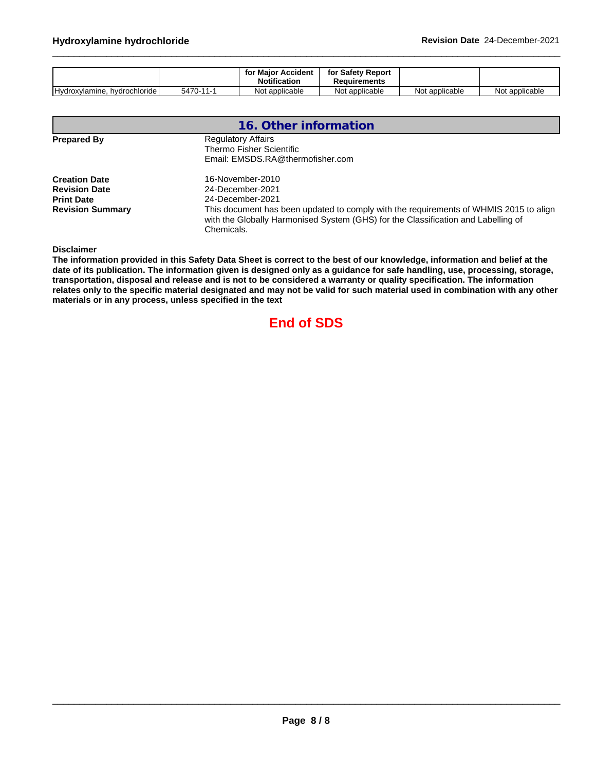| | | for Major Accident Notification | for Safety Report Requirements | | |
|---|---|---|---|---|---|
| Hydroxylamine, hydrochloride | 5470-11-1 | Not applicable | Not applicable | Not applicable | Not applicable |

## 16. Other information

**Prepared By** Regulatory Affairs
Thermo Fisher Scientific
Email: EMSDS.RA@thermofisher.com

**Creation Date** 16-November-2010
**Revision Date** 24-December-2021
**Print Date** 24-December-2021
**Revision Summary** This document has been updated to comply with the requirements of WHMIS 2015 to align with the Globally Harmonised System (GHS) for the Classification and Labelling of Chemicals.

**Disclaimer**
**The information provided in this Safety Data Sheet is correct to the best of our knowledge, information and belief at the date of its publication. The information given is designed only as a guidance for safe handling, use, processing, storage, transportation, disposal and release and is not to be considered a warranty or quality specification. The information relates only to the specific material designated and may not be valid for such material used in combination with any other materials or in any process, unless specified in the text**

**End of SDS**